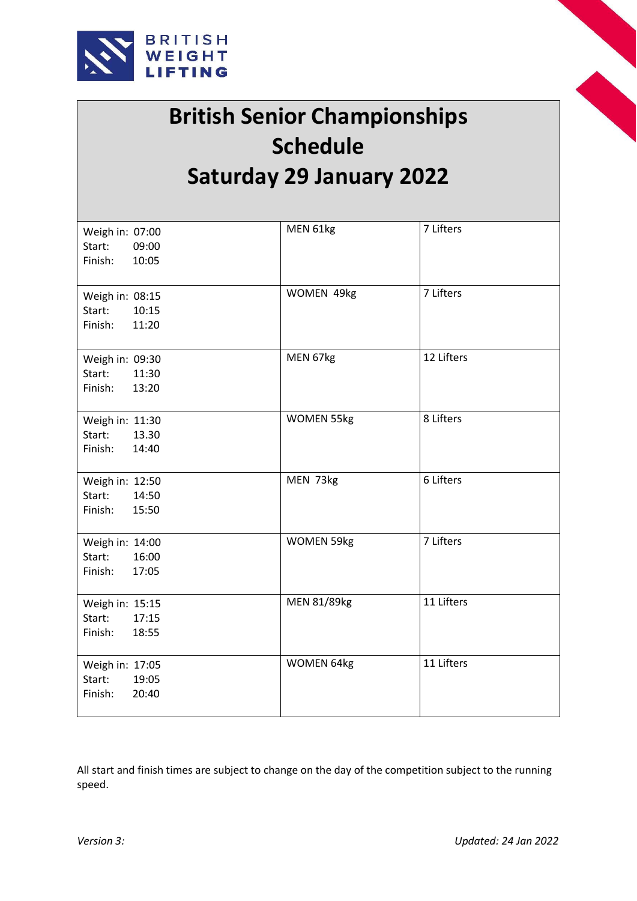BRITISH WEIGHT LIFTING

# British Senior Championships Schedule

# Saturday 29 January 2022

| Times | Category | Lifters |
|---|---|---|
| Weigh in: 07:00<br>Start: 09:00<br>Finish: 10:05 | MEN 61kg | 7 Lifters |
| Weigh in: 08:15<br>Start: 10:15<br>Finish: 11:20 | WOMEN 49kg | 7 Lifters |
| Weigh in: 09:30<br>Start: 11:30<br>Finish: 13:20 | MEN 67kg | 12 Lifters |
| Weigh in: 11:30<br>Start: 13.30<br>Finish: 14:40 | WOMEN 55kg | 8 Lifters |
| Weigh in: 12:50<br>Start: 14:50<br>Finish: 15:50 | MEN 73kg | 6 Lifters |
| Weigh in: 14:00<br>Start: 16:00<br>Finish: 17:05 | WOMEN 59kg | 7 Lifters |
| Weigh in: 15:15<br>Start: 17:15<br>Finish: 18:55 | MEN 81/89kg | 11 Lifters |
| Weigh in: 17:05<br>Start: 19:05<br>Finish: 20:40 | WOMEN 64kg | 11 Lifters |

All start and finish times are subject to change on the day of the competition subject to the running speed.

*Version 3:* *Updated: 24 Jan 2022*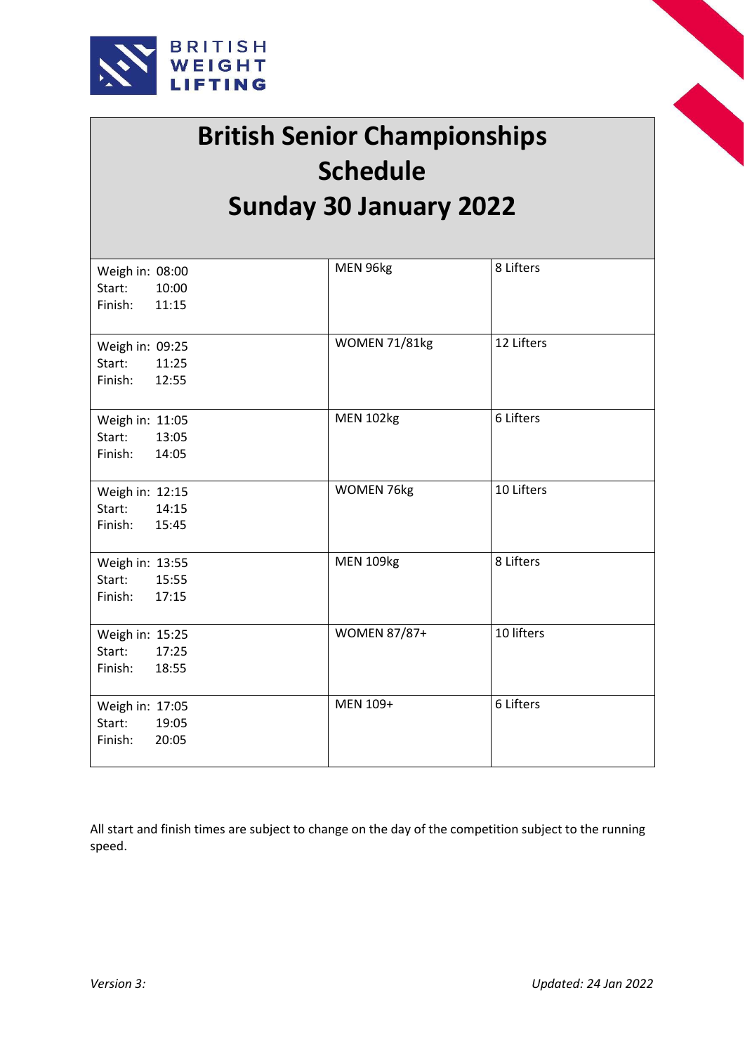BRITISH WEIGHT LIFTING

# British Senior Championships Schedule Sunday 30 January 2022

| | | |
|---|---|---|
| Weigh in: 08:00<br>Start: 10:00<br>Finish: 11:15 | MEN 96kg | 8 Lifters |
| Weigh in: 09:25<br>Start: 11:25<br>Finish: 12:55 | WOMEN 71/81kg | 12 Lifters |
| Weigh in: 11:05<br>Start: 13:05<br>Finish: 14:05 | MEN 102kg | 6 Lifters |
| Weigh in: 12:15<br>Start: 14:15<br>Finish: 15:45 | WOMEN 76kg | 10 Lifters |
| Weigh in: 13:55<br>Start: 15:55<br>Finish: 17:15 | MEN 109kg | 8 Lifters |
| Weigh in: 15:25<br>Start: 17:25<br>Finish: 18:55 | WOMEN 87/87+ | 10 lifters |
| Weigh in: 17:05<br>Start: 19:05<br>Finish: 20:05 | MEN 109+ | 6 Lifters |

All start and finish times are subject to change on the day of the competition subject to the running speed.

*Version 3:* *Updated: 24 Jan 2022*